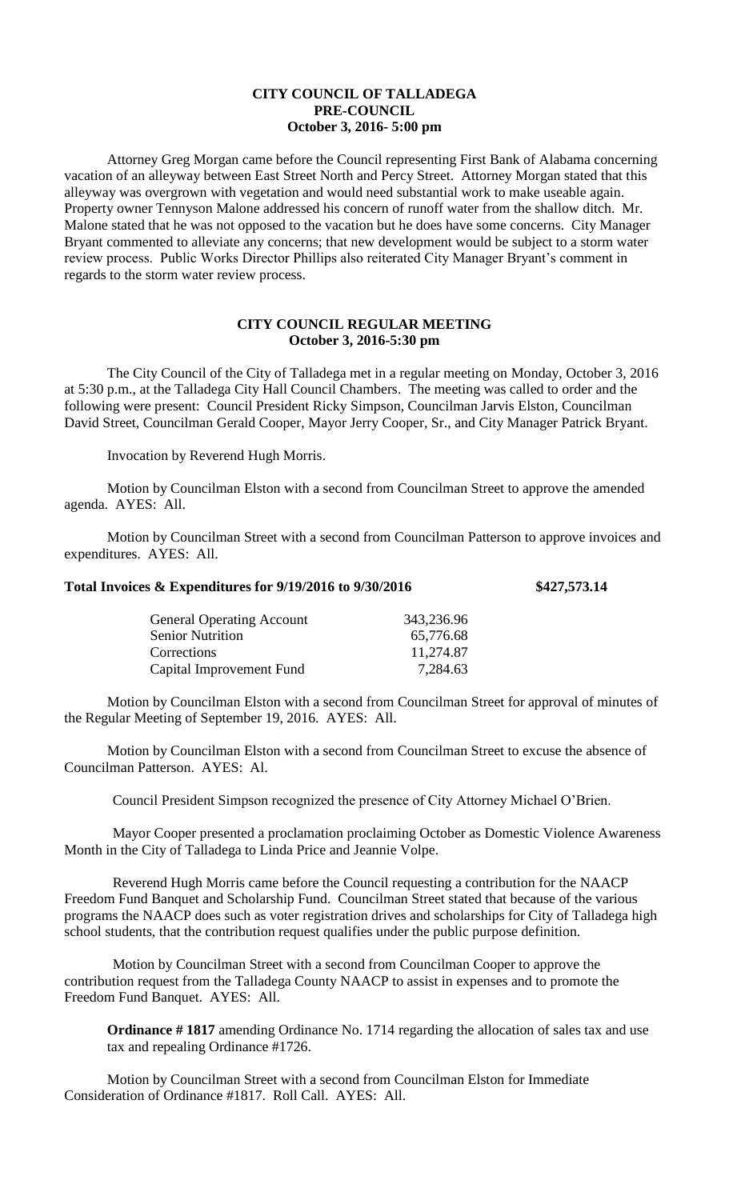**CITY COUNCIL OF TALLADEGA**
**PRE-COUNCIL**
**October 3, 2016- 5:00 pm**

Attorney Greg Morgan came before the Council representing First Bank of Alabama concerning vacation of an alleyway between East Street North and Percy Street. Attorney Morgan stated that this alleyway was overgrown with vegetation and would need substantial work to make useable again. Property owner Tennyson Malone addressed his concern of runoff water from the shallow ditch. Mr. Malone stated that he was not opposed to the vacation but he does have some concerns. City Manager Bryant commented to alleviate any concerns; that new development would be subject to a storm water review process. Public Works Director Phillips also reiterated City Manager Bryant's comment in regards to the storm water review process.

**CITY COUNCIL REGULAR MEETING**
**October 3, 2016-5:30 pm**

The City Council of the City of Talladega met in a regular meeting on Monday, October 3, 2016 at 5:30 p.m., at the Talladega City Hall Council Chambers. The meeting was called to order and the following were present: Council President Ricky Simpson, Councilman Jarvis Elston, Councilman David Street, Councilman Gerald Cooper, Mayor Jerry Cooper, Sr., and City Manager Patrick Bryant.

Invocation by Reverend Hugh Morris.

Motion by Councilman Elston with a second from Councilman Street to approve the amended agenda. AYES: All.

Motion by Councilman Street with a second from Councilman Patterson to approve invoices and expenditures. AYES: All.

**Total Invoices & Expenditures for 9/19/2016 to 9/30/2016** **$427,573.14**

| | |
|---|---|
| General Operating Account | 343,236.96 |
| Senior Nutrition | 65,776.68 |
| Corrections | 11,274.87 |
| Capital Improvement Fund | 7,284.63 |

Motion by Councilman Elston with a second from Councilman Street for approval of minutes of the Regular Meeting of September 19, 2016. AYES: All.

Motion by Councilman Elston with a second from Councilman Street to excuse the absence of Councilman Patterson. AYES: Al.

Council President Simpson recognized the presence of City Attorney Michael O'Brien.

Mayor Cooper presented a proclamation proclaiming October as Domestic Violence Awareness Month in the City of Talladega to Linda Price and Jeannie Volpe.

Reverend Hugh Morris came before the Council requesting a contribution for the NAACP Freedom Fund Banquet and Scholarship Fund. Councilman Street stated that because of the various programs the NAACP does such as voter registration drives and scholarships for City of Talladega high school students, that the contribution request qualifies under the public purpose definition.

Motion by Councilman Street with a second from Councilman Cooper to approve the contribution request from the Talladega County NAACP to assist in expenses and to promote the Freedom Fund Banquet. AYES: All.

**Ordinance # 1817** amending Ordinance No. 1714 regarding the allocation of sales tax and use tax and repealing Ordinance #1726.

Motion by Councilman Street with a second from Councilman Elston for Immediate Consideration of Ordinance #1817. Roll Call. AYES: All.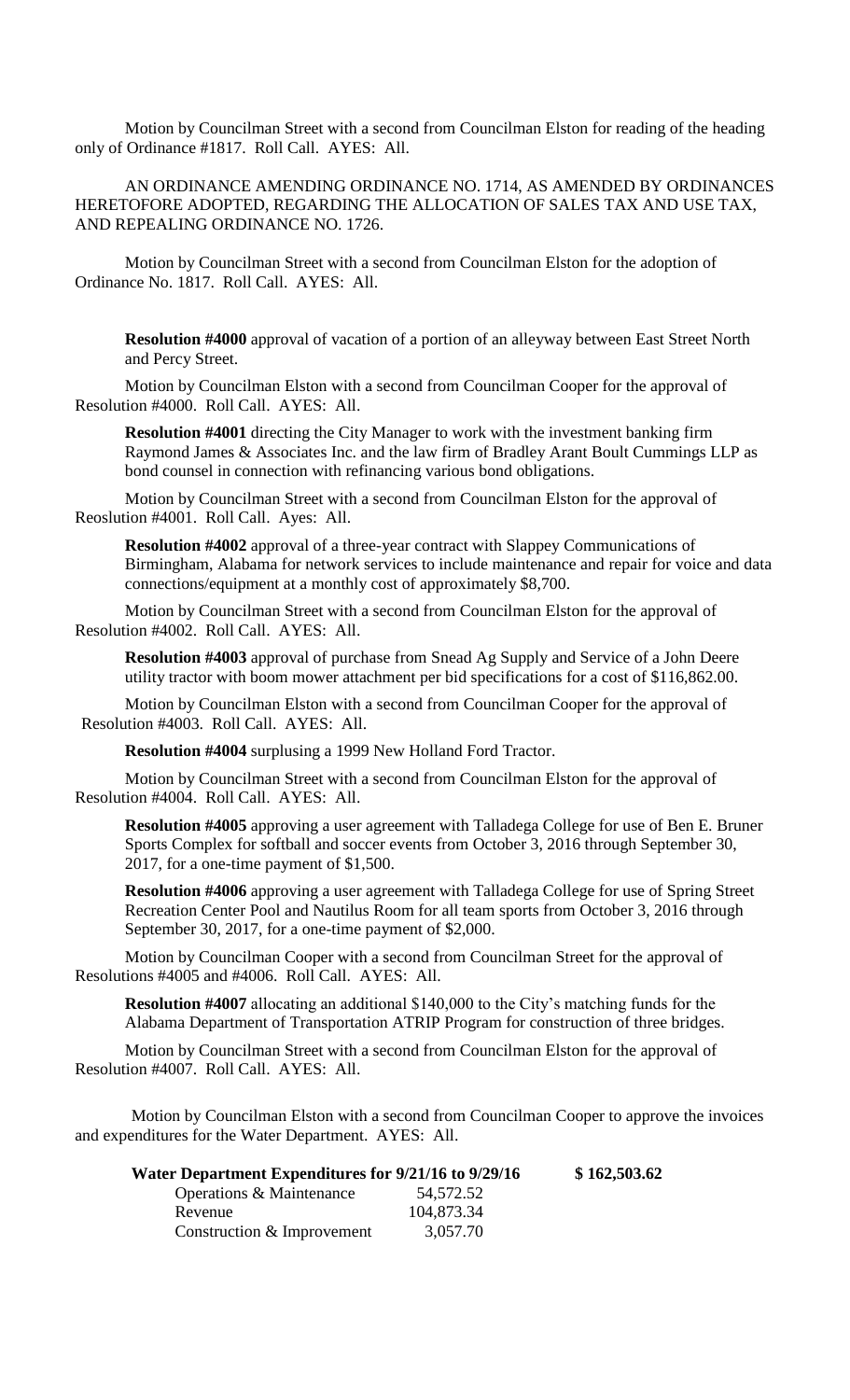Motion by Councilman Street with a second from Councilman Elston for reading of the heading only of Ordinance #1817. Roll Call. AYES: All.

AN ORDINANCE AMENDING ORDINANCE NO. 1714, AS AMENDED BY ORDINANCES HERETOFORE ADOPTED, REGARDING THE ALLOCATION OF SALES TAX AND USE TAX, AND REPEALING ORDINANCE NO. 1726.

Motion by Councilman Street with a second from Councilman Elston for the adoption of Ordinance No. 1817. Roll Call. AYES: All.

**Resolution #4000** approval of vacation of a portion of an alleyway between East Street North and Percy Street.

Motion by Councilman Elston with a second from Councilman Cooper for the approval of Resolution #4000. Roll Call. AYES: All.

**Resolution #4001** directing the City Manager to work with the investment banking firm Raymond James & Associates Inc. and the law firm of Bradley Arant Boult Cummings LLP as bond counsel in connection with refinancing various bond obligations.

Motion by Councilman Street with a second from Councilman Elston for the approval of Reoslution #4001. Roll Call. Ayes: All.

**Resolution #4002** approval of a three-year contract with Slappey Communications of Birmingham, Alabama for network services to include maintenance and repair for voice and data connections/equipment at a monthly cost of approximately $8,700.

Motion by Councilman Street with a second from Councilman Elston for the approval of Resolution #4002. Roll Call. AYES: All.

**Resolution #4003** approval of purchase from Snead Ag Supply and Service of a John Deere utility tractor with boom mower attachment per bid specifications for a cost of $116,862.00.

Motion by Councilman Elston with a second from Councilman Cooper for the approval of Resolution #4003. Roll Call. AYES: All.

**Resolution #4004** surplusing a 1999 New Holland Ford Tractor.

Motion by Councilman Street with a second from Councilman Elston for the approval of Resolution #4004. Roll Call. AYES: All.

**Resolution #4005** approving a user agreement with Talladega College for use of Ben E. Bruner Sports Complex for softball and soccer events from October 3, 2016 through September 30, 2017, for a one-time payment of $1,500.

**Resolution #4006** approving a user agreement with Talladega College for use of Spring Street Recreation Center Pool and Nautilus Room for all team sports from October 3, 2016 through September 30, 2017, for a one-time payment of $2,000.

Motion by Councilman Cooper with a second from Councilman Street for the approval of Resolutions #4005 and #4006. Roll Call. AYES: All.

**Resolution #4007** allocating an additional $140,000 to the City's matching funds for the Alabama Department of Transportation ATRIP Program for construction of three bridges.

Motion by Councilman Street with a second from Councilman Elston for the approval of Resolution #4007. Roll Call. AYES: All.

Motion by Councilman Elston with a second from Councilman Cooper to approve the invoices and expenditures for the Water Department. AYES: All.

| **Water Department Expenditures for 9/21/16 to 9/29/16** | | **$ 162,503.62** |
|---|---|---|
| Operations & Maintenance | 54,572.52 | |
| Revenue | 104,873.34 | |
| Construction & Improvement | 3,057.70 | |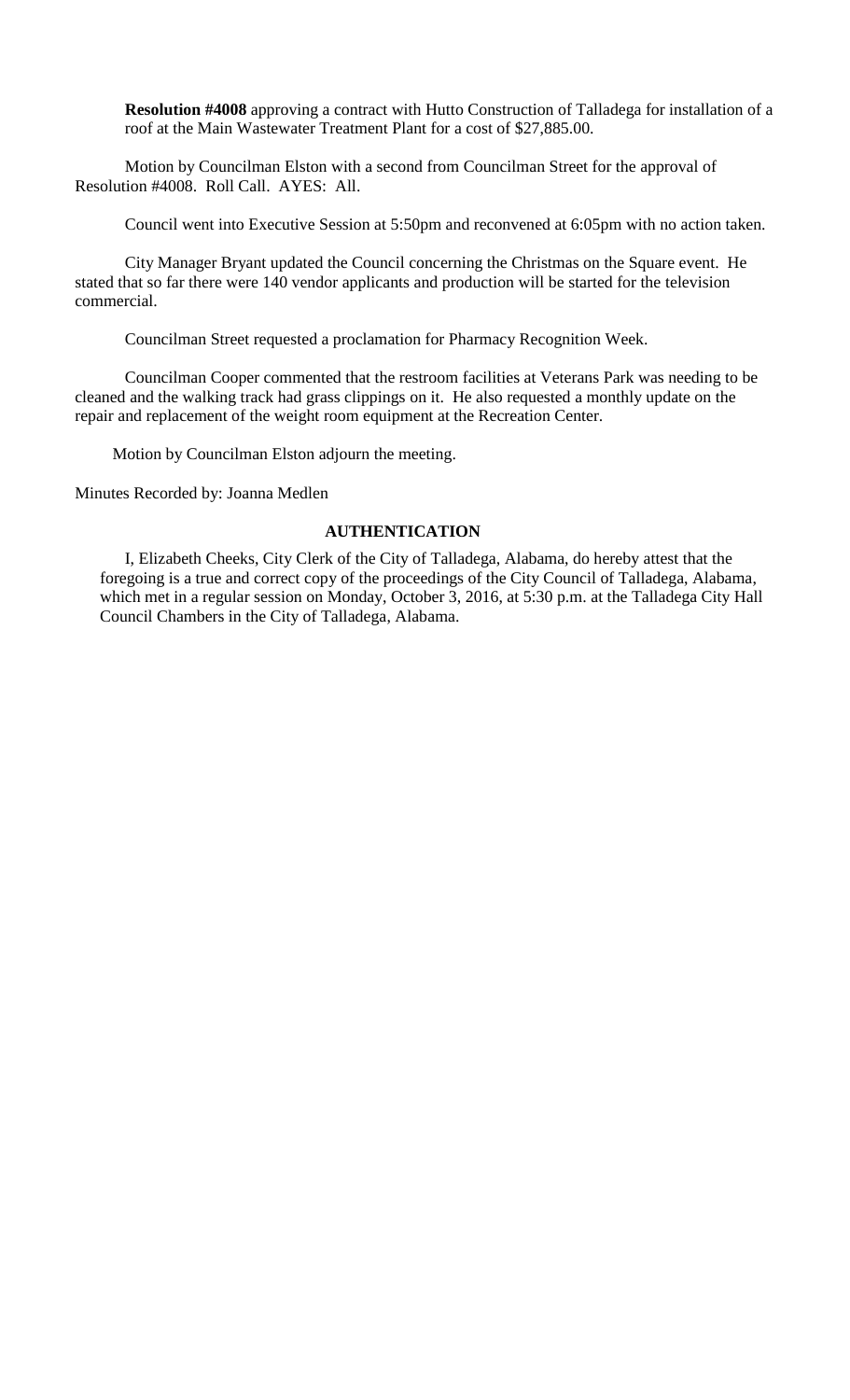**Resolution #4008** approving a contract with Hutto Construction of Talladega for installation of a roof at the Main Wastewater Treatment Plant for a cost of $27,885.00.

Motion by Councilman Elston with a second from Councilman Street for the approval of Resolution #4008. Roll Call. AYES: All.

Council went into Executive Session at 5:50pm and reconvened at 6:05pm with no action taken.

City Manager Bryant updated the Council concerning the Christmas on the Square event. He stated that so far there were 140 vendor applicants and production will be started for the television commercial.

Councilman Street requested a proclamation for Pharmacy Recognition Week.

Councilman Cooper commented that the restroom facilities at Veterans Park was needing to be cleaned and the walking track had grass clippings on it. He also requested a monthly update on the repair and replacement of the weight room equipment at the Recreation Center.

Motion by Councilman Elston adjourn the meeting.

Minutes Recorded by: Joanna Medlen

**AUTHENTICATION**

I, Elizabeth Cheeks, City Clerk of the City of Talladega, Alabama, do hereby attest that the foregoing is a true and correct copy of the proceedings of the City Council of Talladega, Alabama, which met in a regular session on Monday, October 3, 2016, at 5:30 p.m. at the Talladega City Hall Council Chambers in the City of Talladega, Alabama.